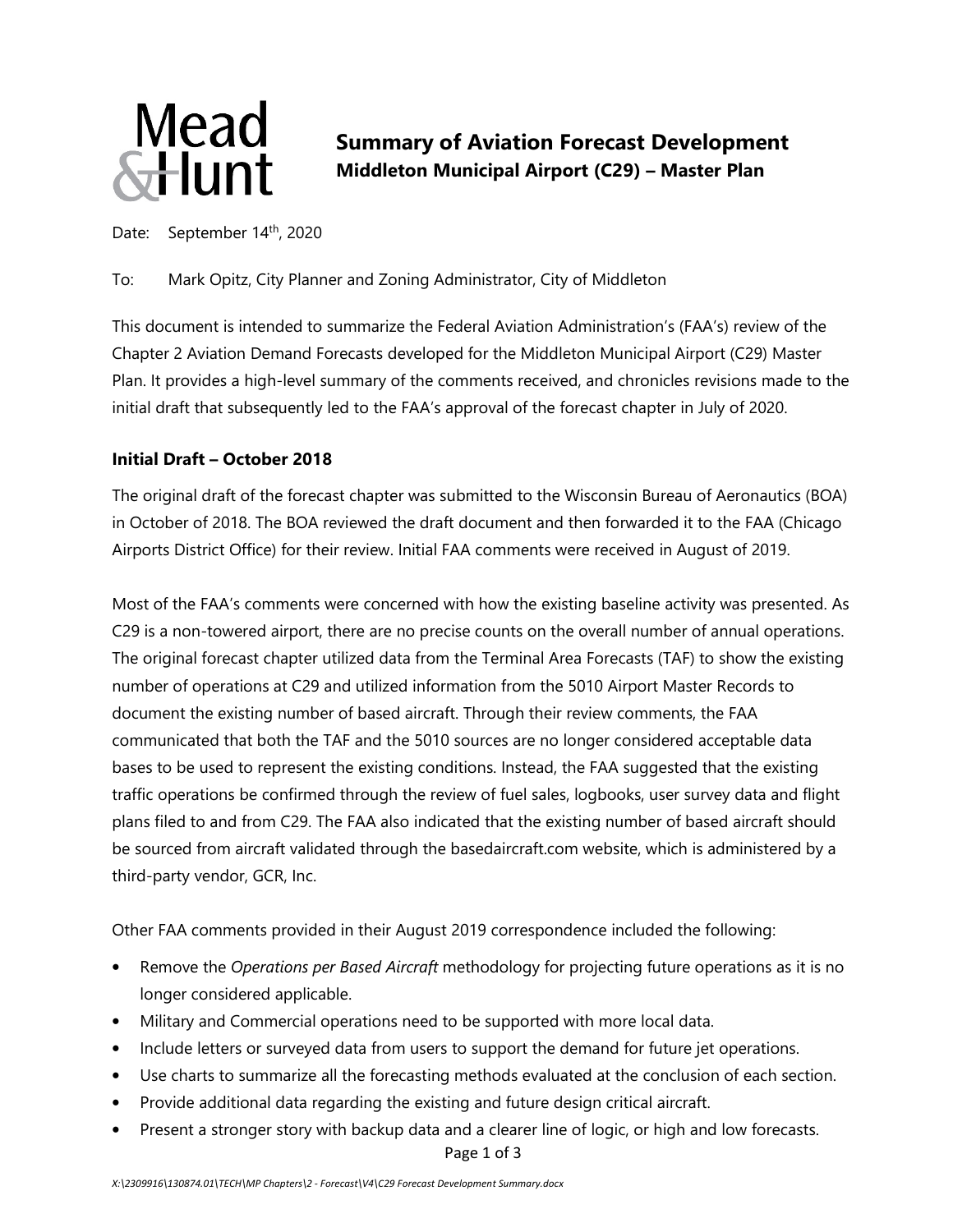Mead & Hunt

# Summary of Aviation Forecast Development

## Middleton Municipal Airport (C29) – Master Plan

Date: September 14th, 2020

To: Mark Opitz, City Planner and Zoning Administrator, City of Middleton

This document is intended to summarize the Federal Aviation Administration's (FAA's) review of the Chapter 2 Aviation Demand Forecasts developed for the Middleton Municipal Airport (C29) Master Plan. It provides a high-level summary of the comments received, and chronicles revisions made to the initial draft that subsequently led to the FAA's approval of the forecast chapter in July of 2020.

### Initial Draft – October 2018

The original draft of the forecast chapter was submitted to the Wisconsin Bureau of Aeronautics (BOA) in October of 2018. The BOA reviewed the draft document and then forwarded it to the FAA (Chicago Airports District Office) for their review. Initial FAA comments were received in August of 2019.

Most of the FAA's comments were concerned with how the existing baseline activity was presented. As C29 is a non-towered airport, there are no precise counts on the overall number of annual operations. The original forecast chapter utilized data from the Terminal Area Forecasts (TAF) to show the existing number of operations at C29 and utilized information from the 5010 Airport Master Records to document the existing number of based aircraft. Through their review comments, the FAA communicated that both the TAF and the 5010 sources are no longer considered acceptable data bases to be used to represent the existing conditions. Instead, the FAA suggested that the existing traffic operations be confirmed through the review of fuel sales, logbooks, user survey data and flight plans filed to and from C29. The FAA also indicated that the existing number of based aircraft should be sourced from aircraft validated through the basedaircraft.com website, which is administered by a third-party vendor, GCR, Inc.

Other FAA comments provided in their August 2019 correspondence included the following:

- Remove the *Operations per Based Aircraft* methodology for projecting future operations as it is no longer considered applicable.
- Military and Commercial operations need to be supported with more local data.
- Include letters or surveyed data from users to support the demand for future jet operations.
- Use charts to summarize all the forecasting methods evaluated at the conclusion of each section.
- Provide additional data regarding the existing and future design critical aircraft.
- Present a stronger story with backup data and a clearer line of logic, or high and low forecasts.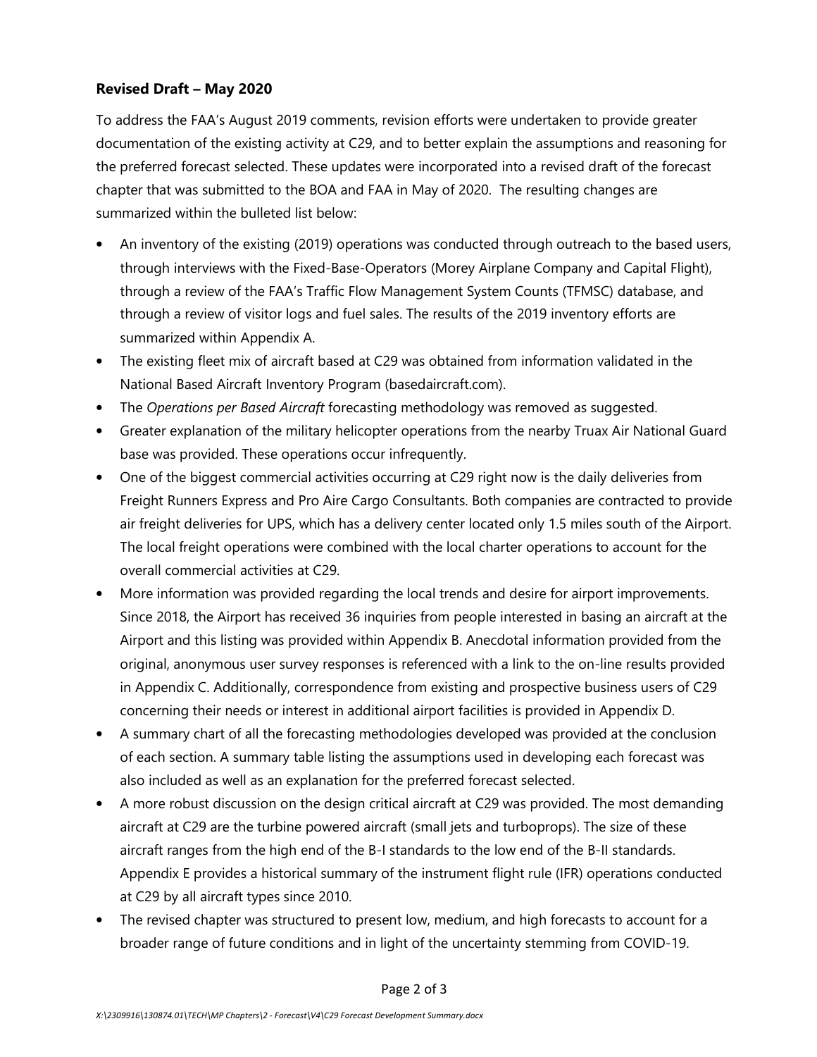### Revised Draft – May 2020

To address the FAA's August 2019 comments, revision efforts were undertaken to provide greater documentation of the existing activity at C29, and to better explain the assumptions and reasoning for the preferred forecast selected. These updates were incorporated into a revised draft of the forecast chapter that was submitted to the BOA and FAA in May of 2020. The resulting changes are summarized within the bulleted list below:

- An inventory of the existing (2019) operations was conducted through outreach to the based users, through interviews with the Fixed-Base-Operators (Morey Airplane Company and Capital Flight), through a review of the FAA's Traffic Flow Management System Counts (TFMSC) database, and through a review of visitor logs and fuel sales. The results of the 2019 inventory efforts are summarized within Appendix A.
- The existing fleet mix of aircraft based at C29 was obtained from information validated in the National Based Aircraft Inventory Program (basedaircraft.com).
- The *Operations per Based Aircraft* forecasting methodology was removed as suggested.
- Greater explanation of the military helicopter operations from the nearby Truax Air National Guard base was provided. These operations occur infrequently.
- One of the biggest commercial activities occurring at C29 right now is the daily deliveries from Freight Runners Express and Pro Aire Cargo Consultants. Both companies are contracted to provide air freight deliveries for UPS, which has a delivery center located only 1.5 miles south of the Airport. The local freight operations were combined with the local charter operations to account for the overall commercial activities at C29.
- More information was provided regarding the local trends and desire for airport improvements. Since 2018, the Airport has received 36 inquiries from people interested in basing an aircraft at the Airport and this listing was provided within Appendix B. Anecdotal information provided from the original, anonymous user survey responses is referenced with a link to the on-line results provided in Appendix C. Additionally, correspondence from existing and prospective business users of C29 concerning their needs or interest in additional airport facilities is provided in Appendix D.
- A summary chart of all the forecasting methodologies developed was provided at the conclusion of each section. A summary table listing the assumptions used in developing each forecast was also included as well as an explanation for the preferred forecast selected.
- A more robust discussion on the design critical aircraft at C29 was provided. The most demanding aircraft at C29 are the turbine powered aircraft (small jets and turboprops). The size of these aircraft ranges from the high end of the B-I standards to the low end of the B-II standards. Appendix E provides a historical summary of the instrument flight rule (IFR) operations conducted at C29 by all aircraft types since 2010.
- The revised chapter was structured to present low, medium, and high forecasts to account for a broader range of future conditions and in light of the uncertainty stemming from COVID-19.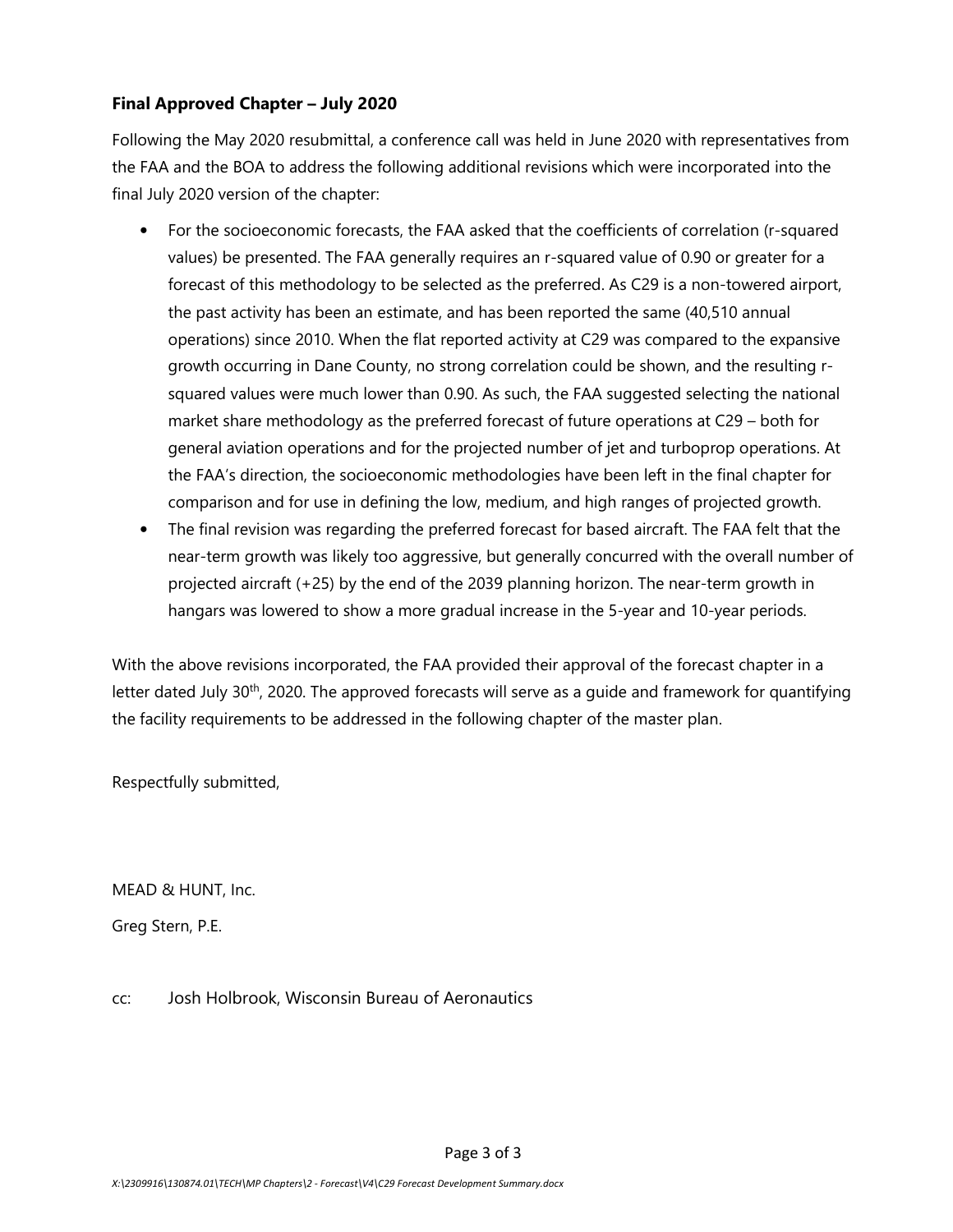### Final Approved Chapter – July 2020

Following the May 2020 resubmittal, a conference call was held in June 2020 with representatives from the FAA and the BOA to address the following additional revisions which were incorporated into the final July 2020 version of the chapter:

- For the socioeconomic forecasts, the FAA asked that the coefficients of correlation (r-squared values) be presented. The FAA generally requires an r-squared value of 0.90 or greater for a forecast of this methodology to be selected as the preferred. As C29 is a non-towered airport, the past activity has been an estimate, and has been reported the same (40,510 annual operations) since 2010. When the flat reported activity at C29 was compared to the expansive growth occurring in Dane County, no strong correlation could be shown, and the resulting r-squared values were much lower than 0.90. As such, the FAA suggested selecting the national market share methodology as the preferred forecast of future operations at C29 – both for general aviation operations and for the projected number of jet and turboprop operations. At the FAA's direction, the socioeconomic methodologies have been left in the final chapter for comparison and for use in defining the low, medium, and high ranges of projected growth.
- The final revision was regarding the preferred forecast for based aircraft. The FAA felt that the near-term growth was likely too aggressive, but generally concurred with the overall number of projected aircraft (+25) by the end of the 2039 planning horizon. The near-term growth in hangars was lowered to show a more gradual increase in the 5-year and 10-year periods.

With the above revisions incorporated, the FAA provided their approval of the forecast chapter in a letter dated July 30th, 2020. The approved forecasts will serve as a guide and framework for quantifying the facility requirements to be addressed in the following chapter of the master plan.

Respectfully submitted,

MEAD & HUNT, Inc.

Greg Stern, P.E.

cc: Josh Holbrook, Wisconsin Bureau of Aeronautics

*X:\2309916\130874.01\TECH\MP Chapters\2 - Forecast\V4\C29 Forecast Development Summary.docx*